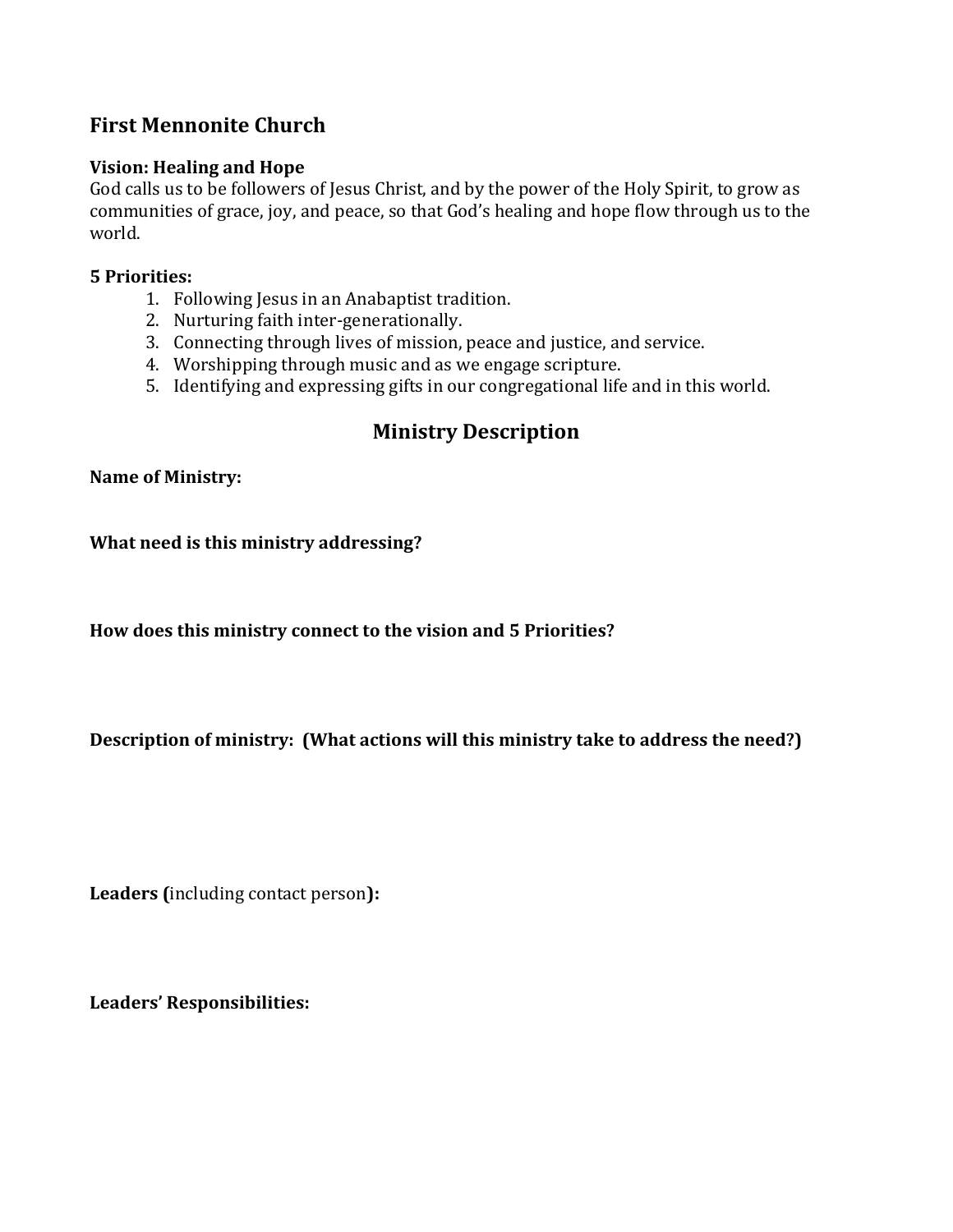## First Mennonite Church

**Vision: Healing and Hope**
God calls us to be followers of Jesus Christ, and by the power of the Holy Spirit, to grow as communities of grace, joy, and peace, so that God's healing and hope flow through us to the world.

**5 Priorities:**

1. Following Jesus in an Anabaptist tradition.
2. Nurturing faith inter-generationally.
3. Connecting through lives of mission, peace and justice, and service.
4. Worshipping through music and as we engage scripture.
5. Identifying and expressing gifts in our congregational life and in this world.

## Ministry Description

**Name of Ministry:**

**What need is this ministry addressing?**

**How does this ministry connect to the vision and 5 Priorities?**

**Description of ministry: (What actions will this ministry take to address the need?)**

**Leaders (**including contact person**):**

**Leaders' Responsibilities:**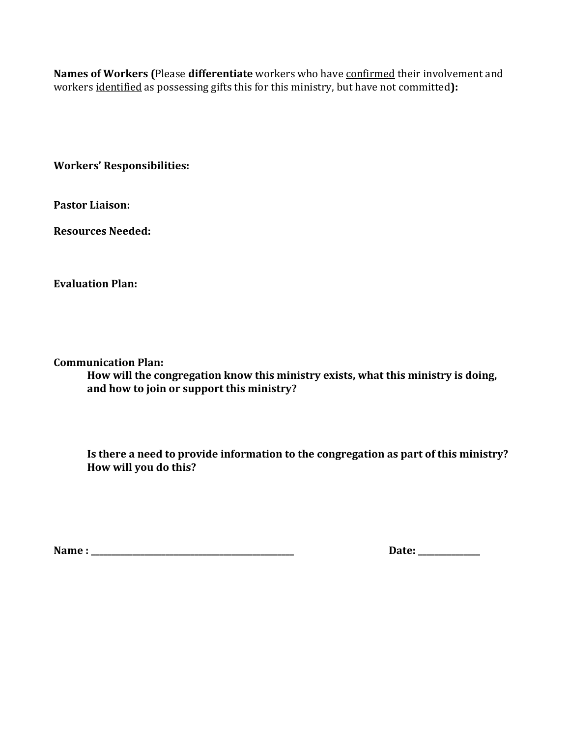**Names of Workers (**Please **differentiate** workers who have <u>confirmed</u> their involvement and workers <u>identified</u> as possessing gifts this for this ministry, but have not committed**):**

**Workers' Responsibilities:**

**Pastor Liaison:**

**Resources Needed:**

**Evaluation Plan:**

**Communication Plan:**

> **How will the congregation know this ministry exists, what this ministry is doing, and how to join or support this ministry?**

> **Is there a need to provide information to the congregation as part of this ministry? How will you do this?**

**Name : ______________________________** **Date: __________**